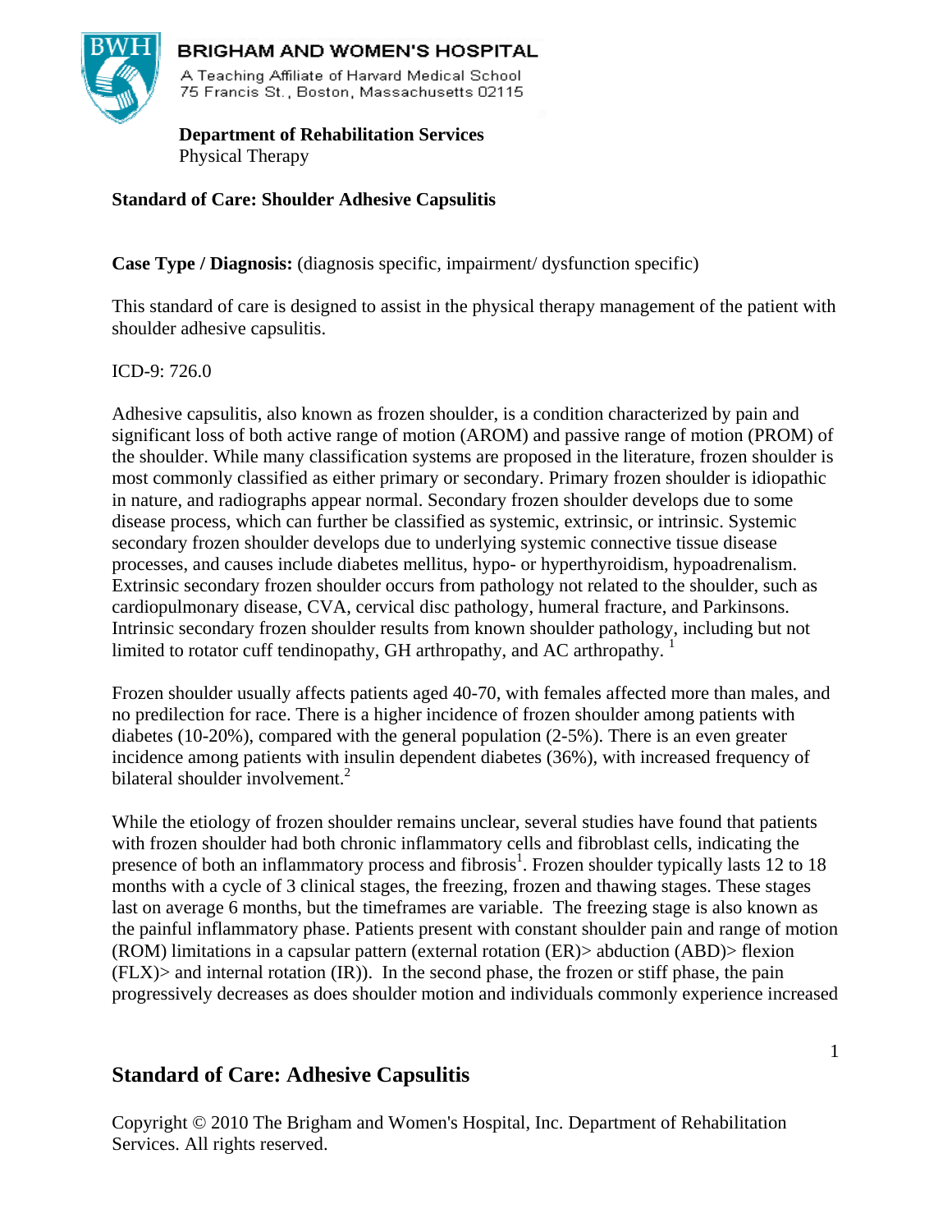**BRIGHAM AND WOMEN'S HOSPITAL**

A Teaching Affiliate of Harvard Medical School
75 Francis St., Boston, Massachusetts 02115

**Department of Rehabilitation Services**
Physical Therapy

**Standard of Care: Shoulder Adhesive Capsulitis**

**Case Type / Diagnosis:** (diagnosis specific, impairment/ dysfunction specific)

This standard of care is designed to assist in the physical therapy management of the patient with shoulder adhesive capsulitis.

ICD-9: 726.0

Adhesive capsulitis, also known as frozen shoulder, is a condition characterized by pain and significant loss of both active range of motion (AROM) and passive range of motion (PROM) of the shoulder. While many classification systems are proposed in the literature, frozen shoulder is most commonly classified as either primary or secondary. Primary frozen shoulder is idiopathic in nature, and radiographs appear normal. Secondary frozen shoulder develops due to some disease process, which can further be classified as systemic, extrinsic, or intrinsic. Systemic secondary frozen shoulder develops due to underlying systemic connective tissue disease processes, and causes include diabetes mellitus, hypo- or hyperthyroidism, hypoadrenalism. Extrinsic secondary frozen shoulder occurs from pathology not related to the shoulder, such as cardiopulmonary disease, CVA, cervical disc pathology, humeral fracture, and Parkinsons. Intrinsic secondary frozen shoulder results from known shoulder pathology, including but not limited to rotator cuff tendinopathy, GH arthropathy, and AC arthropathy. [1]

Frozen shoulder usually affects patients aged 40-70, with females affected more than males, and no predilection for race. There is a higher incidence of frozen shoulder among patients with diabetes (10-20%), compared with the general population (2-5%). There is an even greater incidence among patients with insulin dependent diabetes (36%), with increased frequency of bilateral shoulder involvement.[2]

While the etiology of frozen shoulder remains unclear, several studies have found that patients with frozen shoulder had both chronic inflammatory cells and fibroblast cells, indicating the presence of both an inflammatory process and fibrosis[1]. Frozen shoulder typically lasts 12 to 18 months with a cycle of 3 clinical stages, the freezing, frozen and thawing stages. These stages last on average 6 months, but the timeframes are variable. The freezing stage is also known as the painful inflammatory phase. Patients present with constant shoulder pain and range of motion (ROM) limitations in a capsular pattern (external rotation (ER)> abduction (ABD)> flexion (FLX)> and internal rotation (IR)). In the second phase, the frozen or stiff phase, the pain progressively decreases as does shoulder motion and individuals commonly experience increased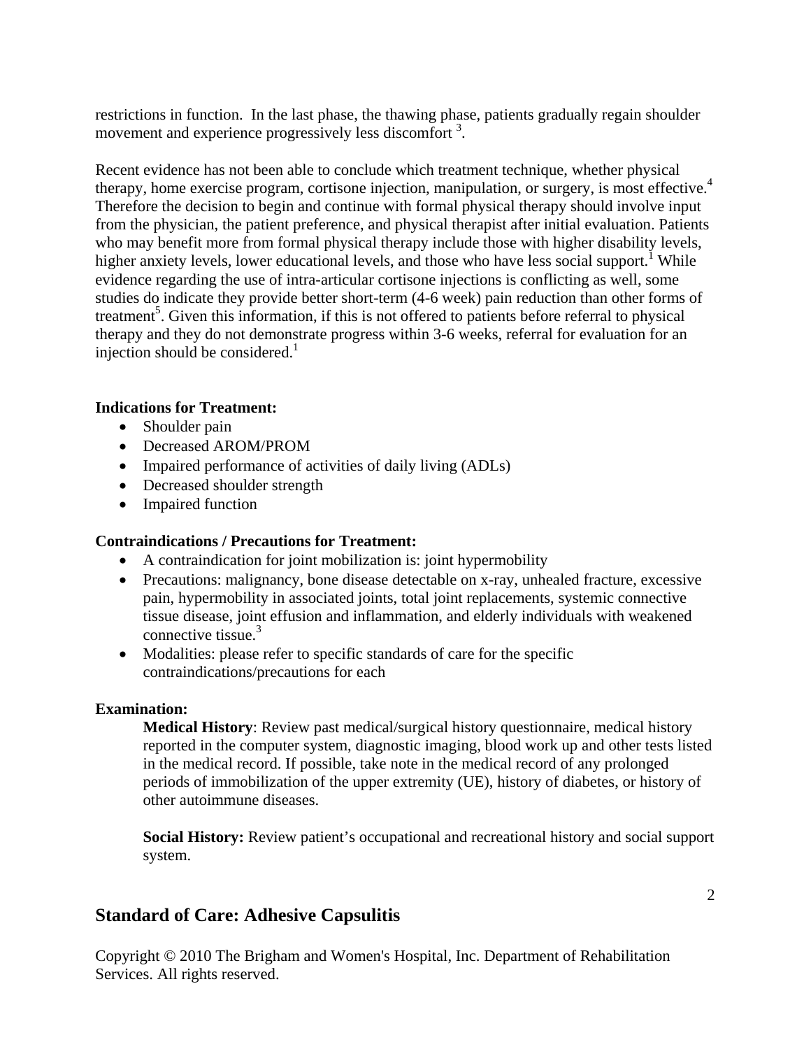restrictions in function. In the last phase, the thawing phase, patients gradually regain shoulder movement and experience progressively less discomfort [3].

Recent evidence has not been able to conclude which treatment technique, whether physical therapy, home exercise program, cortisone injection, manipulation, or surgery, is most effective.[4] Therefore the decision to begin and continue with formal physical therapy should involve input from the physician, the patient preference, and physical therapist after initial evaluation. Patients who may benefit more from formal physical therapy include those with higher disability levels, higher anxiety levels, lower educational levels, and those who have less social support.[1] While evidence regarding the use of intra-articular cortisone injections is conflicting as well, some studies do indicate they provide better short-term (4-6 week) pain reduction than other forms of treatment[5]. Given this information, if this is not offered to patients before referral to physical therapy and they do not demonstrate progress within 3-6 weeks, referral for evaluation for an injection should be considered.[1]

**Indications for Treatment:**

- Shoulder pain
- Decreased AROM/PROM
- Impaired performance of activities of daily living (ADLs)
- Decreased shoulder strength
- Impaired function

**Contraindications / Precautions for Treatment:**

- A contraindication for joint mobilization is: joint hypermobility
- Precautions: malignancy, bone disease detectable on x-ray, unhealed fracture, excessive pain, hypermobility in associated joints, total joint replacements, systemic connective tissue disease, joint effusion and inflammation, and elderly individuals with weakened connective tissue.[3]
- Modalities: please refer to specific standards of care for the specific contraindications/precautions for each

**Examination:**

**Medical History**: Review past medical/surgical history questionnaire, medical history reported in the computer system, diagnostic imaging, blood work up and other tests listed in the medical record. If possible, take note in the medical record of any prolonged periods of immobilization of the upper extremity (UE), history of diabetes, or history of other autoimmune diseases.

**Social History:** Review patient's occupational and recreational history and social support system.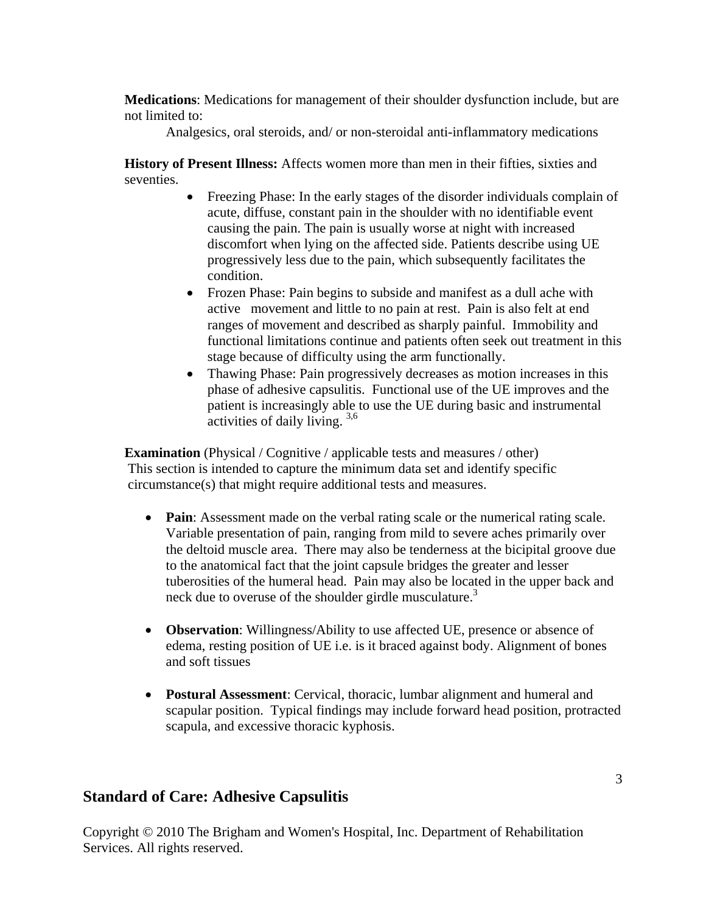**Medications**: Medications for management of their shoulder dysfunction include, but are not limited to:

Analgesics, oral steroids, and/ or non-steroidal anti-inflammatory medications

**History of Present Illness:** Affects women more than men in their fifties, sixties and seventies.

- Freezing Phase: In the early stages of the disorder individuals complain of acute, diffuse, constant pain in the shoulder with no identifiable event causing the pain. The pain is usually worse at night with increased discomfort when lying on the affected side. Patients describe using UE progressively less due to the pain, which subsequently facilitates the condition.
- Frozen Phase: Pain begins to subside and manifest as a dull ache with active movement and little to no pain at rest. Pain is also felt at end ranges of movement and described as sharply painful. Immobility and functional limitations continue and patients often seek out treatment in this stage because of difficulty using the arm functionally.
- Thawing Phase: Pain progressively decreases as motion increases in this phase of adhesive capsulitis. Functional use of the UE improves and the patient is increasingly able to use the UE during basic and instrumental activities of daily living. [3,6]

**Examination** (Physical / Cognitive / applicable tests and measures / other)
This section is intended to capture the minimum data set and identify specific circumstance(s) that might require additional tests and measures.

- **Pain**: Assessment made on the verbal rating scale or the numerical rating scale. Variable presentation of pain, ranging from mild to severe aches primarily over the deltoid muscle area. There may also be tenderness at the bicipital groove due to the anatomical fact that the joint capsule bridges the greater and lesser tuberosities of the humeral head. Pain may also be located in the upper back and neck due to overuse of the shoulder girdle musculature.[3]

- **Observation**: Willingness/Ability to use affected UE, presence or absence of edema, resting position of UE i.e. is it braced against body. Alignment of bones and soft tissues

- **Postural Assessment**: Cervical, thoracic, lumbar alignment and humeral and scapular position. Typical findings may include forward head position, protracted scapula, and excessive thoracic kyphosis.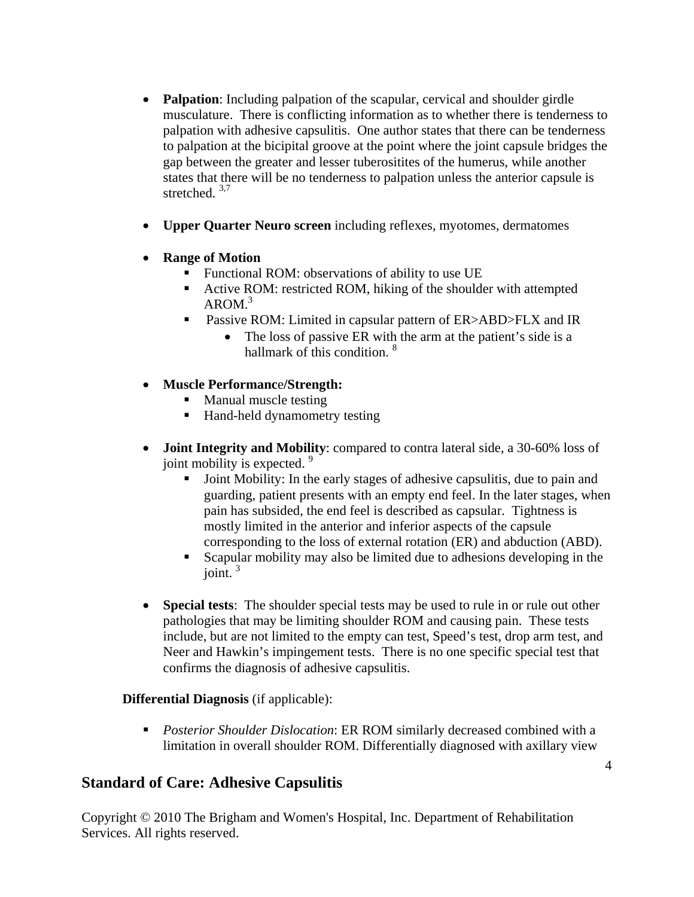- **Palpation**: Including palpation of the scapular, cervical and shoulder girdle musculature. There is conflicting information as to whether there is tenderness to palpation with adhesive capsulitis. One author states that there can be tenderness to palpation at the bicipital groove at the point where the joint capsule bridges the gap between the greater and lesser tuberositites of the humerus, while another states that there will be no tenderness to palpation unless the anterior capsule is stretched. [3,7]

- **Upper Quarter Neuro screen** including reflexes, myotomes, dermatomes

- **Range of Motion**
    - Functional ROM: observations of ability to use UE
    - Active ROM: restricted ROM, hiking of the shoulder with attempted AROM.[3]
    - Passive ROM: Limited in capsular pattern of ER>ABD>FLX and IR
        - The loss of passive ER with the arm at the patient's side is a hallmark of this condition. [8]

- **Muscle Performance/Strength:**
    - Manual muscle testing
    - Hand-held dynamometry testing

- **Joint Integrity and Mobility**: compared to contra lateral side, a 30-60% loss of joint mobility is expected. [9]
    - Joint Mobility: In the early stages of adhesive capsulitis, due to pain and guarding, patient presents with an empty end feel. In the later stages, when pain has subsided, the end feel is described as capsular. Tightness is mostly limited in the anterior and inferior aspects of the capsule corresponding to the loss of external rotation (ER) and abduction (ABD).
    - Scapular mobility may also be limited due to adhesions developing in the joint. [3]

- **Special tests**: The shoulder special tests may be used to rule in or rule out other pathologies that may be limiting shoulder ROM and causing pain. These tests include, but are not limited to the empty can test, Speed's test, drop arm test, and Neer and Hawkin's impingement tests. There is no one specific special test that confirms the diagnosis of adhesive capsulitis.

**Differential Diagnosis** (if applicable):

- *Posterior Shoulder Dislocation*: ER ROM similarly decreased combined with a limitation in overall shoulder ROM. Differentially diagnosed with axillary view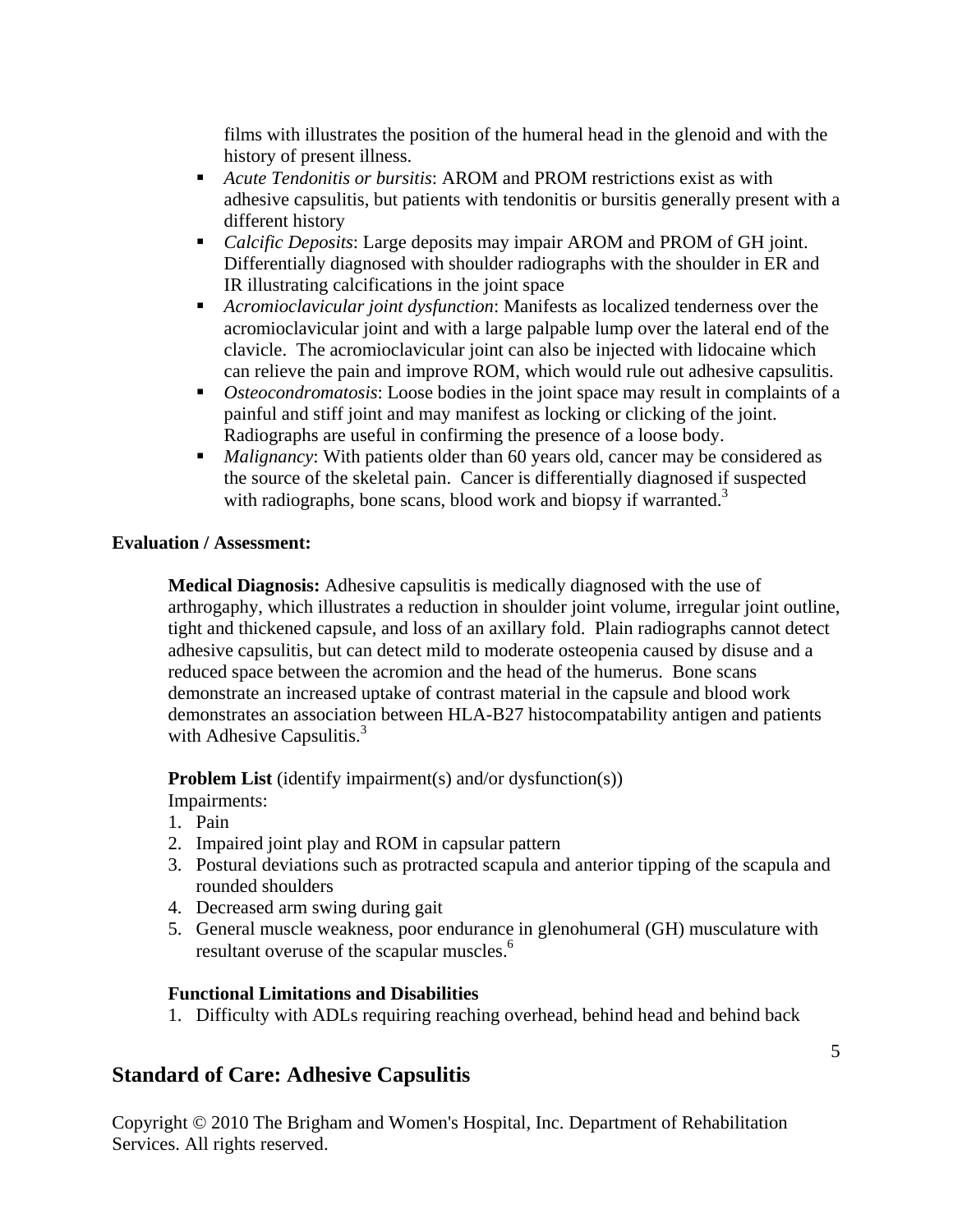films with illustrates the position of the humeral head in the glenoid and with the history of present illness.

- *Acute Tendonitis or bursitis*: AROM and PROM restrictions exist as with adhesive capsulitis, but patients with tendonitis or bursitis generally present with a different history
- *Calcific Deposits*: Large deposits may impair AROM and PROM of GH joint. Differentially diagnosed with shoulder radiographs with the shoulder in ER and IR illustrating calcifications in the joint space
- *Acromioclavicular joint dysfunction*: Manifests as localized tenderness over the acromioclavicular joint and with a large palpable lump over the lateral end of the clavicle. The acromioclavicular joint can also be injected with lidocaine which can relieve the pain and improve ROM, which would rule out adhesive capsulitis.
- *Osteocondromatosis*: Loose bodies in the joint space may result in complaints of a painful and stiff joint and may manifest as locking or clicking of the joint. Radiographs are useful in confirming the presence of a loose body.
- *Malignancy*: With patients older than 60 years old, cancer may be considered as the source of the skeletal pain. Cancer is differentially diagnosed if suspected with radiographs, bone scans, blood work and biopsy if warranted.[3]

**Evaluation / Assessment:**

**Medical Diagnosis:** Adhesive capsulitis is medically diagnosed with the use of arthrogaphy, which illustrates a reduction in shoulder joint volume, irregular joint outline, tight and thickened capsule, and loss of an axillary fold. Plain radiographs cannot detect adhesive capsulitis, but can detect mild to moderate osteopenia caused by disuse and a reduced space between the acromion and the head of the humerus. Bone scans demonstrate an increased uptake of contrast material in the capsule and blood work demonstrates an association between HLA-B27 histocompatability antigen and patients with Adhesive Capsulitis.[3]

**Problem List** (identify impairment(s) and/or dysfunction(s))

Impairments:

1. Pain
2. Impaired joint play and ROM in capsular pattern
3. Postural deviations such as protracted scapula and anterior tipping of the scapula and rounded shoulders
4. Decreased arm swing during gait
5. General muscle weakness, poor endurance in glenohumeral (GH) musculature with resultant overuse of the scapular muscles.[6]

**Functional Limitations and Disabilities**

1. Difficulty with ADLs requiring reaching overhead, behind head and behind back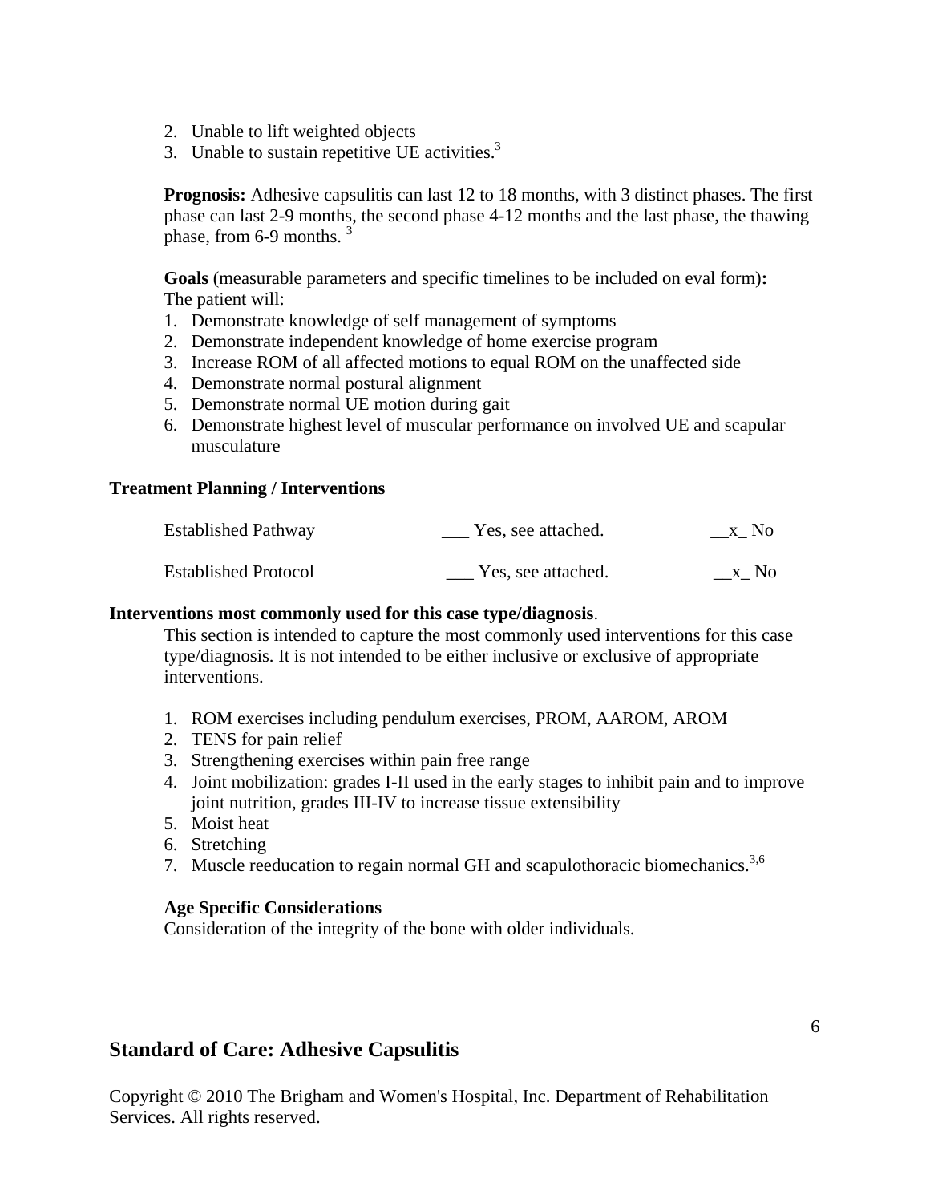2. Unable to lift weighted objects
3. Unable to sustain repetitive UE activities.[3]

**Prognosis:** Adhesive capsulitis can last 12 to 18 months, with 3 distinct phases. The first phase can last 2-9 months, the second phase 4-12 months and the last phase, the thawing phase, from 6-9 months. [3]

**Goals** (measurable parameters and specific timelines to be included on eval form)**:**
The patient will:

1. Demonstrate knowledge of self management of symptoms
2. Demonstrate independent knowledge of home exercise program
3. Increase ROM of all affected motions to equal ROM on the unaffected side
4. Demonstrate normal postural alignment
5. Demonstrate normal UE motion during gait
6. Demonstrate highest level of muscular performance on involved UE and scapular musculature

**Treatment Planning / Interventions**

| | | |
|---|---|---|
| Established Pathway | ___ Yes, see attached. | __x_ No |
| Established Protocol | ___ Yes, see attached. | __x_ No |

**Interventions most commonly used for this case type/diagnosis**.

This section is intended to capture the most commonly used interventions for this case type/diagnosis. It is not intended to be either inclusive or exclusive of appropriate interventions.

1. ROM exercises including pendulum exercises, PROM, AAROM, AROM
2. TENS for pain relief
3. Strengthening exercises within pain free range
4. Joint mobilization: grades I-II used in the early stages to inhibit pain and to improve joint nutrition, grades III-IV to increase tissue extensibility
5. Moist heat
6. Stretching
7. Muscle reeducation to regain normal GH and scapulothoracic biomechanics.[3,6]

**Age Specific Considerations**

Consideration of the integrity of the bone with older individuals.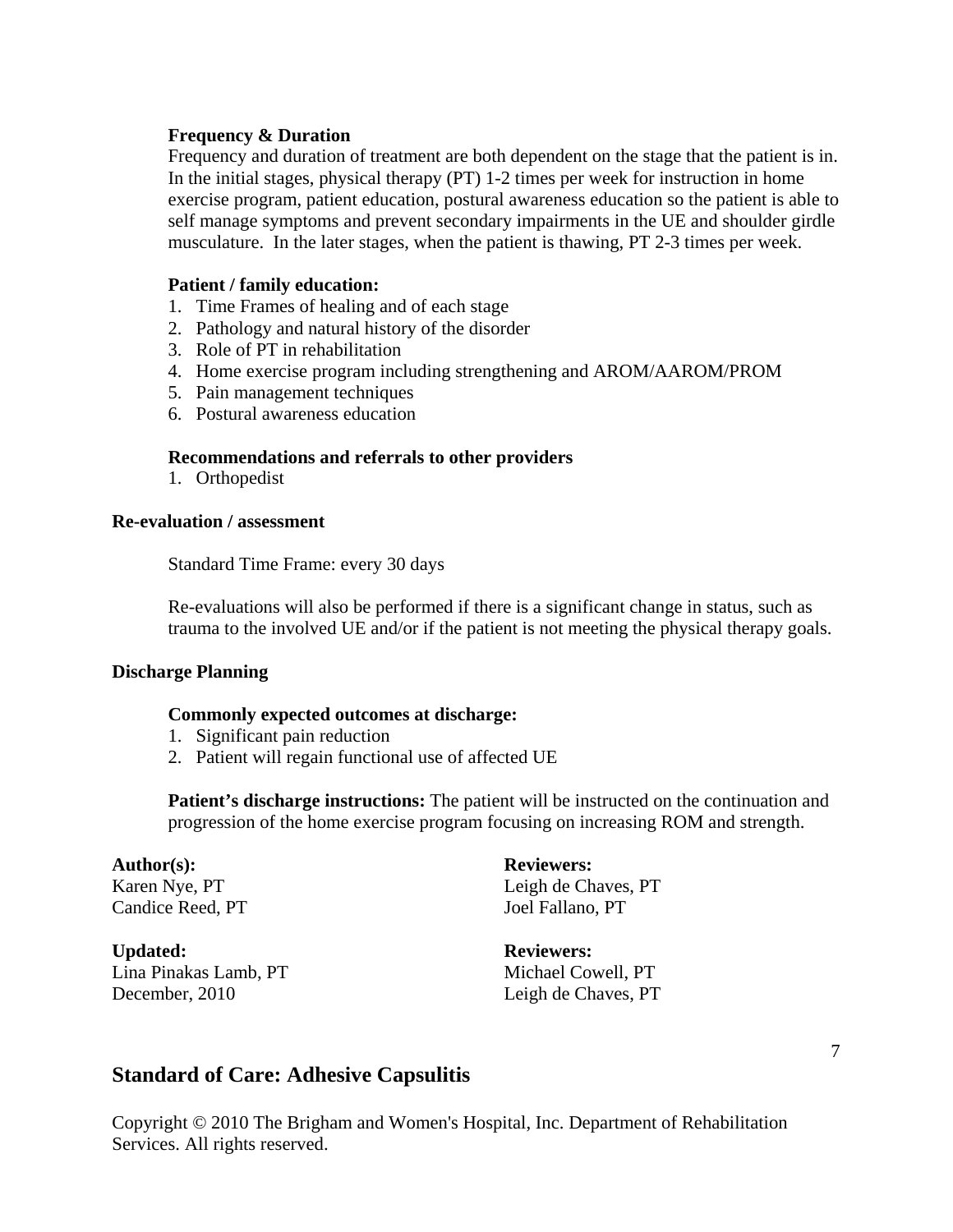**Frequency & Duration**

Frequency and duration of treatment are both dependent on the stage that the patient is in. In the initial stages, physical therapy (PT) 1-2 times per week for instruction in home exercise program, patient education, postural awareness education so the patient is able to self manage symptoms and prevent secondary impairments in the UE and shoulder girdle musculature. In the later stages, when the patient is thawing, PT 2-3 times per week.

**Patient / family education:**

1. Time Frames of healing and of each stage
2. Pathology and natural history of the disorder
3. Role of PT in rehabilitation
4. Home exercise program including strengthening and AROM/AAROM/PROM
5. Pain management techniques
6. Postural awareness education

**Recommendations and referrals to other providers**

1. Orthopedist

**Re-evaluation / assessment**

Standard Time Frame: every 30 days

Re-evaluations will also be performed if there is a significant change in status, such as trauma to the involved UE and/or if the patient is not meeting the physical therapy goals.

**Discharge Planning**

**Commonly expected outcomes at discharge:**

1. Significant pain reduction
2. Patient will regain functional use of affected UE

**Patient's discharge instructions:** The patient will be instructed on the continuation and progression of the home exercise program focusing on increasing ROM and strength.

**Author(s):**
Karen Nye, PT
Candice Reed, PT

**Reviewers:**
Leigh de Chaves, PT
Joel Fallano, PT

**Updated:**
Lina Pinakas Lamb, PT
December, 2010

**Reviewers:**
Michael Cowell, PT
Leigh de Chaves, PT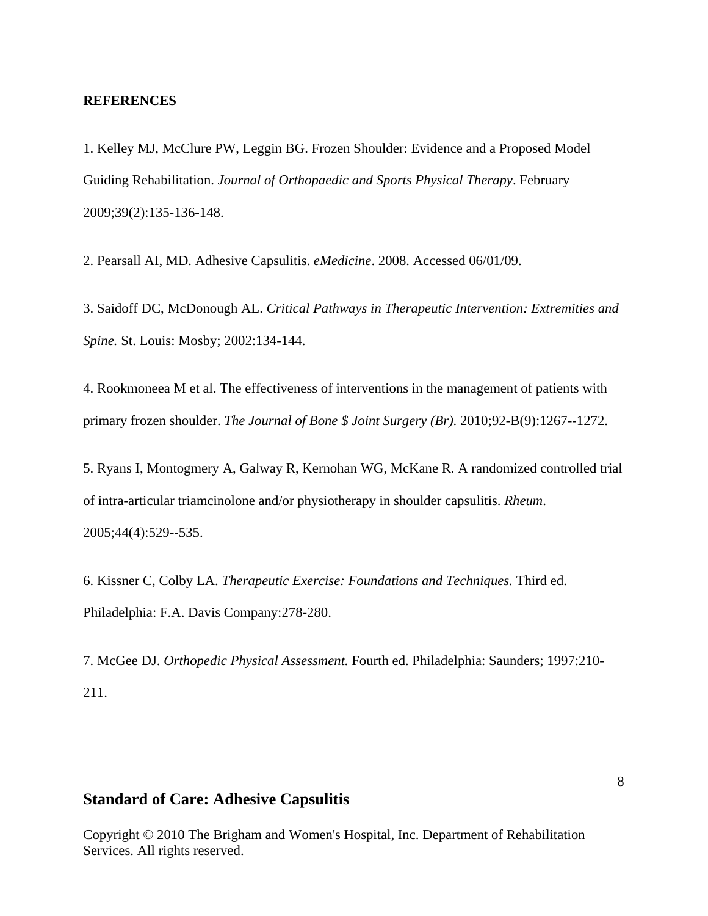**REFERENCES**

1. Kelley MJ, McClure PW, Leggin BG. Frozen Shoulder: Evidence and a Proposed Model Guiding Rehabilitation. *Journal of Orthopaedic and Sports Physical Therapy*. February 2009;39(2):135-136-148.

2. Pearsall AI, MD. Adhesive Capsulitis. *eMedicine*. 2008. Accessed 06/01/09.

3. Saidoff DC, McDonough AL. *Critical Pathways in Therapeutic Intervention: Extremities and Spine.* St. Louis: Mosby; 2002:134-144.

4. Rookmoneea M et al. The effectiveness of interventions in the management of patients with primary frozen shoulder. *The Journal of Bone $ Joint Surgery (Br)*. 2010;92-B(9):1267--1272.

5. Ryans I, Montogmery A, Galway R, Kernohan WG, McKane R. A randomized controlled trial of intra-articular triamcinolone and/or physiotherapy in shoulder capsulitis. *Rheum*. 2005;44(4):529--535.

6. Kissner C, Colby LA. *Therapeutic Exercise: Foundations and Techniques.* Third ed. Philadelphia: F.A. Davis Company:278-280.

7. McGee DJ. *Orthopedic Physical Assessment.* Fourth ed. Philadelphia: Saunders; 1997:210-211.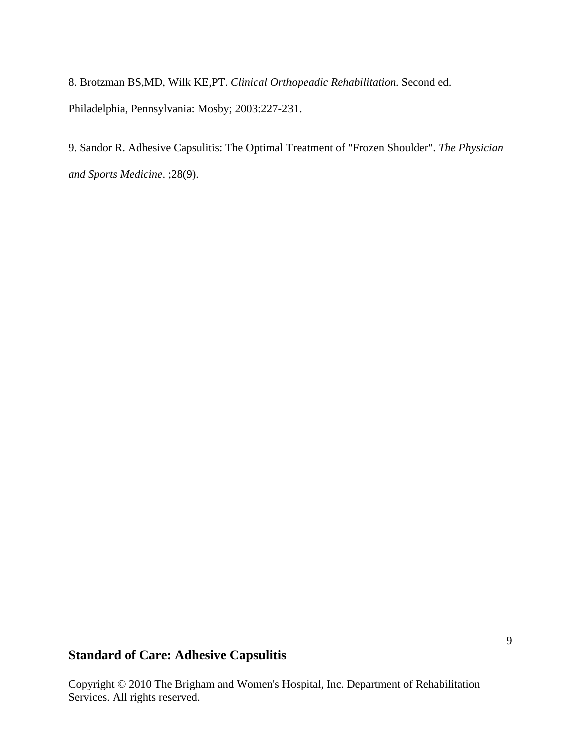8. Brotzman BS,MD, Wilk KE,PT. *Clinical Orthopeadic Rehabilitation.* Second ed. Philadelphia, Pennsylvania: Mosby; 2003:227-231.

9. Sandor R. Adhesive Capsulitis: The Optimal Treatment of "Frozen Shoulder". *The Physician and Sports Medicine*. ;28(9).